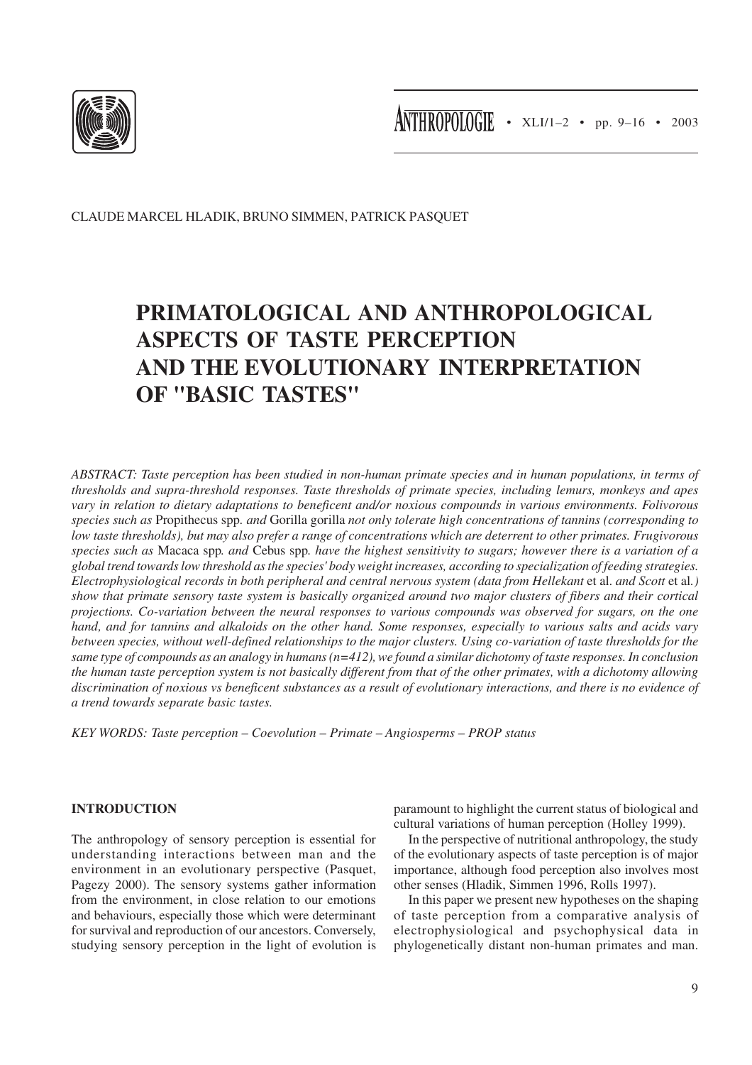CLAUDE MARCEL HLADIK, BRUNO SIMMEN, PATRICK PASQUET

# PRIMATOLOGICAL AND ANTHROPOLOGICAL ASPECTS OF TASTE PERCEPTION AND THE EVOLUTIONARY INTERPRETATION OF "BASIC TASTES"

*ABSTRACT: Taste perception has been studied in non-human primate species and in human populations, in terms of thresholds and supra-threshold responses. Taste thresholds of primate species, including lemurs, monkeys and apes vary in relation to dietary adaptations to beneficent and/or noxious compounds in various environments. Folivorous species such as* Propithecus spp. *and* Gorilla gorilla *not only tolerate high concentrations of tannins (corresponding to low taste thresholds), but may also prefer a range of concentrations which are deterrent to other primates. Frugivorous species such as* Macaca spp. *and* Cebus spp. *have the highest sensitivity to sugars; however there is a variation of a global trend towards low threshold as the species' body weight increases, according to specialization of feeding strategies. Electrophysiological records in both peripheral and central nervous system (data from Hellekant* et al. *and Scott* et al.*) show that primate sensory taste system is basically organized around two major clusters of fibers and their cortical projections. Co-variation between the neural responses to various compounds was observed for sugars, on the one hand, and for tannins and alkaloids on the other hand. Some responses, especially to various salts and acids vary between species, without well-defined relationships to the major clusters. Using co-variation of taste thresholds for the same type of compounds as an analogy in humans (n=412), we found a similar dichotomy of taste responses. In conclusion the human taste perception system is not basically different from that of the other primates, with a dichotomy allowing discrimination of noxious vs beneficent substances as a result of evolutionary interactions, and there is no evidence of a trend towards separate basic tastes.*

*KEY WORDS: Taste perception – Coevolution – Primate – Angiosperms – PROP status*

## INTRODUCTION

The anthropology of sensory perception is essential for understanding interactions between man and the environment in an evolutionary perspective (Pasquet, Pagezy 2000). The sensory systems gather information from the environment, in close relation to our emotions and behaviours, especially those which were determinant for survival and reproduction of our ancestors. Conversely, studying sensory perception in the light of evolution is paramount to highlight the current status of biological and cultural variations of human perception (Holley 1999).

In the perspective of nutritional anthropology, the study of the evolutionary aspects of taste perception is of major importance, although food perception also involves most other senses (Hladik, Simmen 1996, Rolls 1997).

In this paper we present new hypotheses on the shaping of taste perception from a comparative analysis of electrophysiological and psychophysical data in phylogenetically distant non-human primates and man.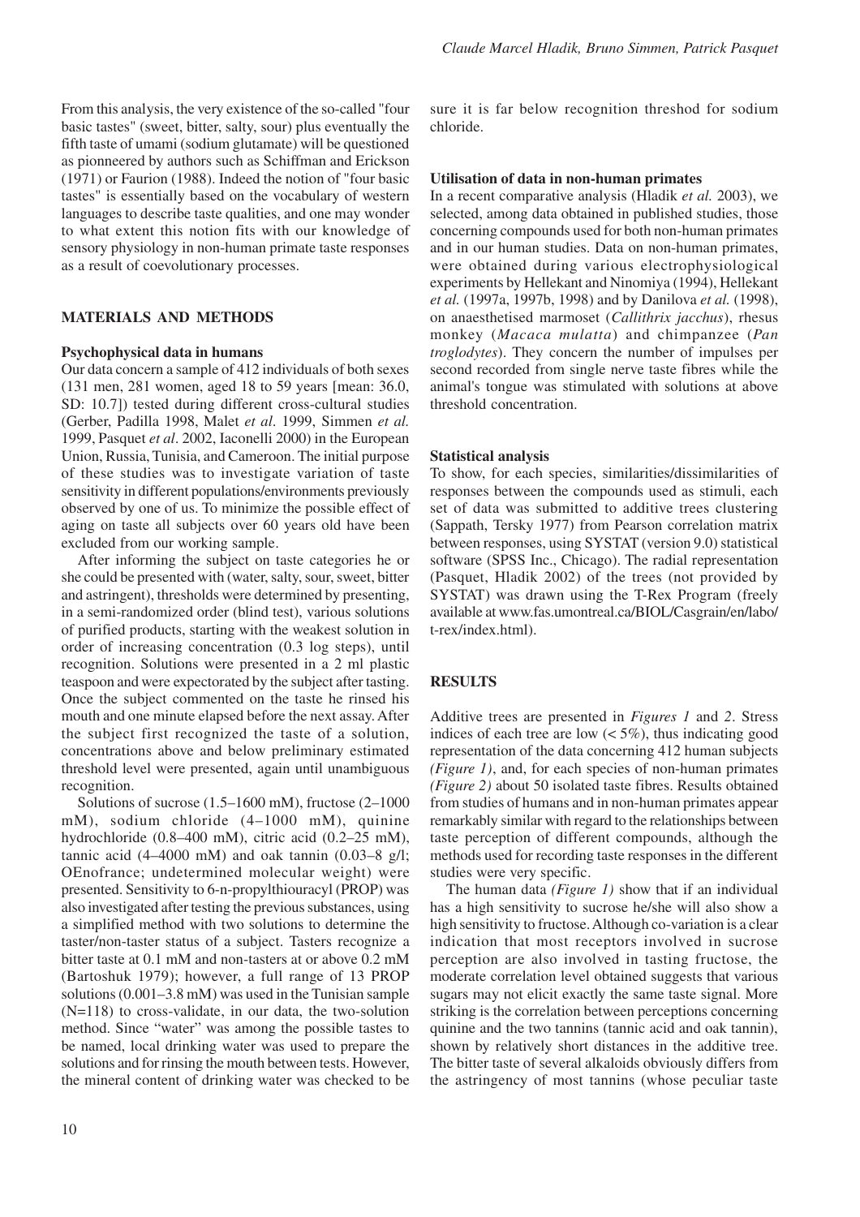From this analysis, the very existence of the so-called "four basic tastes" (sweet, bitter, salty, sour) plus eventually the fifth taste of umami (sodium glutamate) will be questioned as pioneered by authors such as Schiffman and Erickson (1971) or Faurion (1988). Indeed the notion of "four basic tastes" is essentially based on the vocabulary of western languages to describe taste qualities, and one may wonder to what extent this notion fits with our knowledge of sensory physiology in non-human primate taste responses as a result of coevolutionary processes.

## MATERIALS AND METHODS

### Psychophysical data in humans

Our data concern a sample of 412 individuals of both sexes (131 men, 281 women, aged 18 to 59 years [mean: 36.0, SD: 10.7]) tested during different cross-cultural studies (Gerber, Padilla 1998, Malet *et al*. 1999, Simmen *et al.* 1999, Pasquet *et al*. 2002, Iaconelli 2000) in the European Union, Russia, Tunisia, and Cameroon. The initial purpose of these studies was to investigate variation of taste sensitivity in different populations/environments previously observed by one of us. To minimize the possible effect of aging on taste all subjects over 60 years old have been excluded from our working sample.

After informing the subject on taste categories he or she could be presented with (water, salty, sour, sweet, bitter and astringent), thresholds were determined by presenting, in a semi-randomized order (blind test), various solutions of purified products, starting with the weakest solution in order of increasing concentration (0.3 log steps), until recognition. Solutions were presented in a 2 ml plastic teaspoon and were expectorated by the subject after tasting. Once the subject commented on the taste he rinsed his mouth and one minute elapsed before the next assay. After the subject first recognized the taste of a solution, concentrations above and below preliminary estimated threshold level were presented, again until unambiguous recognition.

Solutions of sucrose (1.5–1600 mM), fructose (2–1000 mM), sodium chloride (4–1000 mM), quinine hydrochloride (0.8–400 mM), citric acid (0.2–25 mM), tannic acid (4–4000 mM) and oak tannin (0.03–8 g/l; OEnofrance; undetermined molecular weight) were presented. Sensitivity to 6-n-propylthiouracyl (PROP) was also investigated after testing the previous substances, using a simplified method with two solutions to determine the taster/non-taster status of a subject. Tasters recognize a bitter taste at 0.1 mM and non-tasters at or above 0.2 mM (Bartoshuk 1979); however, a full range of 13 PROP solutions (0.001–3.8 mM) was used in the Tunisian sample (N=118) to cross-validate, in our data, the two-solution method. Since "water" was among the possible tastes to be named, local drinking water was used to prepare the solutions and for rinsing the mouth between tests. However, the mineral content of drinking water was checked to be sure it is far below recognition threshod for sodium chloride.

### Utilisation of data in non-human primates

In a recent comparative analysis (Hladik *et al.* 2003), we selected, among data obtained in published studies, those concerning compounds used for both non-human primates and in our human studies. Data on non-human primates, were obtained during various electrophysiological experiments by Hellekant and Ninomiya (1994), Hellekant *et al.* (1997a, 1997b, 1998) and by Danilova *et al.* (1998), on anaesthetised marmoset (*Callithrix jacchus*), rhesus monkey (*Macaca mulatta*) and chimpanzee (*Pan troglodytes*). They concern the number of impulses per second recorded from single nerve taste fibres while the animal's tongue was stimulated with solutions at above threshold concentration.

### Statistical analysis

To show, for each species, similarities/dissimilarities of responses between the compounds used as stimuli, each set of data was submitted to additive trees clustering (Sappath, Tersky 1977) from Pearson correlation matrix between responses, using SYSTAT (version 9.0) statistical software (SPSS Inc., Chicago). The radial representation (Pasquet, Hladik 2002) of the trees (not provided by SYSTAT) was drawn using the T-Rex Program (freely available at www.fas.umontreal.ca/BIOL/Casgrain/en/labo/t-rex/index.html).

## RESULTS

Additive trees are presented in *Figures 1* and *2*. Stress indices of each tree are low (< 5%), thus indicating good representation of the data concerning 412 human subjects *(Figure 1)*, and, for each species of non-human primates *(Figure 2)* about 50 isolated taste fibres. Results obtained from studies of humans and in non-human primates appear remarkably similar with regard to the relationships between taste perception of different compounds, although the methods used for recording taste responses in the different studies were very specific.

The human data *(Figure 1)* show that if an individual has a high sensitivity to sucrose he/she will also show a high sensitivity to fructose. Although co-variation is a clear indication that most receptors involved in sucrose perception are also involved in tasting fructose, the moderate correlation level obtained suggests that various sugars may not elicit exactly the same taste signal. More striking is the correlation between perceptions concerning quinine and the two tannins (tannic acid and oak tannin), shown by relatively short distances in the additive tree. The bitter taste of several alkaloids obviously differs from the astringency of most tannins (whose peculiar taste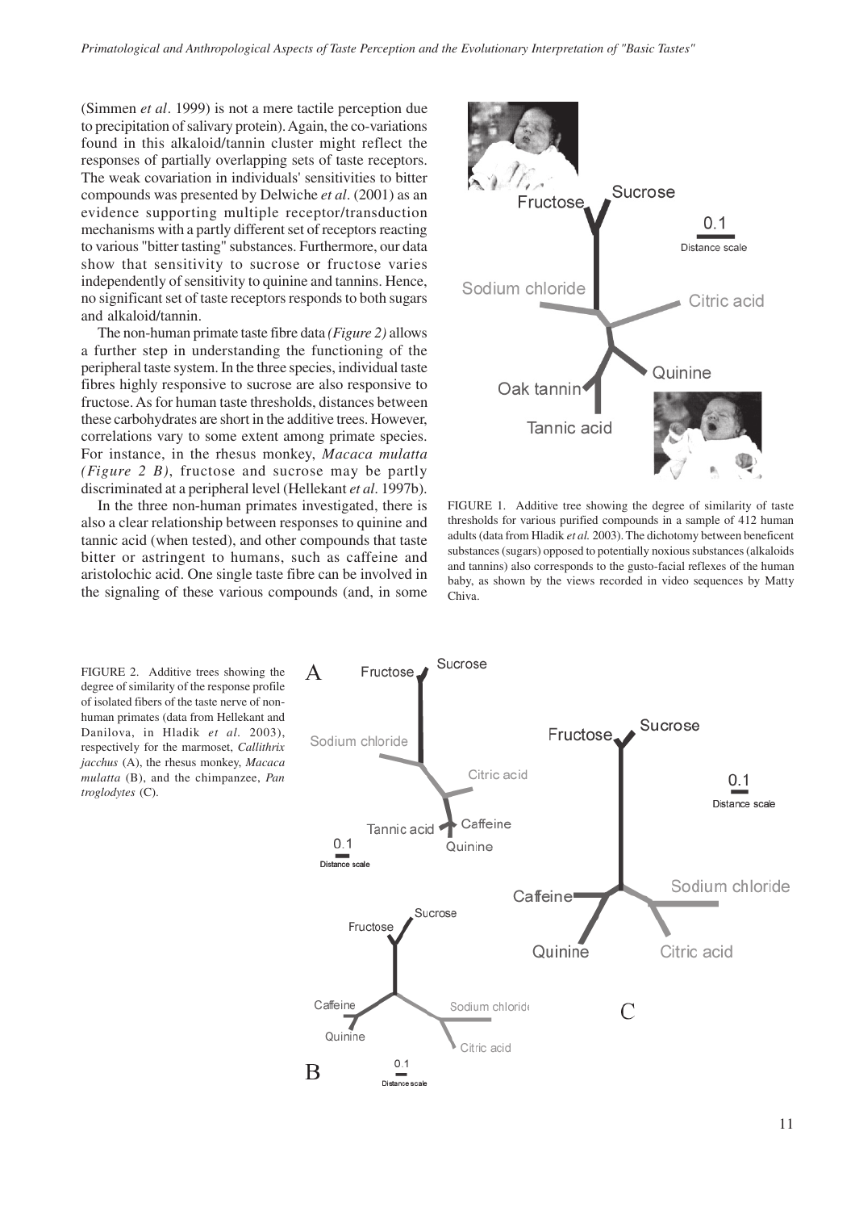(Simmen *et al*. 1999) is not a mere tactile perception due to precipitation of salivary protein). Again, the co-variations found in this alkaloid/tannin cluster might reflect the responses of partially overlapping sets of taste receptors. The weak covariation in individuals' sensitivities to bitter compounds was presented by Delwiche *et al*. (2001) as an evidence supporting multiple receptor/transduction mechanisms with a partly different set of receptors reacting to various "bitter tasting" substances. Furthermore, our data show that sensitivity to sucrose or fructose varies independently of sensitivity to quinine and tannins. Hence, no significant set of taste receptors responds to both sugars and alkaloid/tannin.

The non-human primate taste fibre data *(Figure 2)* allows a further step in understanding the functioning of the peripheral taste system. In the three species, individual taste fibres highly responsive to sucrose are also responsive to fructose. As for human taste thresholds, distances between these carbohydrates are short in the additive trees. However, correlations vary to some extent among primate species. For instance, in the rhesus monkey, *Macaca mulatta (Figure 2 B)*, fructose and sucrose may be partly discriminated at a peripheral level (Hellekant *et al*. 1997b).

In the three non-human primates investigated, there is also a clear relationship between responses to quinine and tannic acid (when tested), and other compounds that taste bitter or astringent to humans, such as caffeine and aristolochic acid. One single taste fibre can be involved in the signaling of these various compounds (and, in some

FIGURE 1. Additive tree showing the degree of similarity of taste thresholds for various purified compounds in a sample of 412 human adults (data from Hladik *et al.* 2003). The dichotomy between beneficent substances (sugars) opposed to potentially noxious substances (alkaloids and tannins) also corresponds to the gusto-facial reflexes of the human baby, as shown by the views recorded in video sequences by Matty Chiva.

FIGURE 2. Additive trees showing the degree of similarity of the response profile of isolated fibers of the taste nerve of non-human primates (data from Hellekant and Danilova, in Hladik *et al*. 2003), respectively for the marmoset, *Callithrix jacchus* (A), the rhesus monkey, *Macaca mulatta* (B), and the chimpanzee, *Pan troglodytes* (C).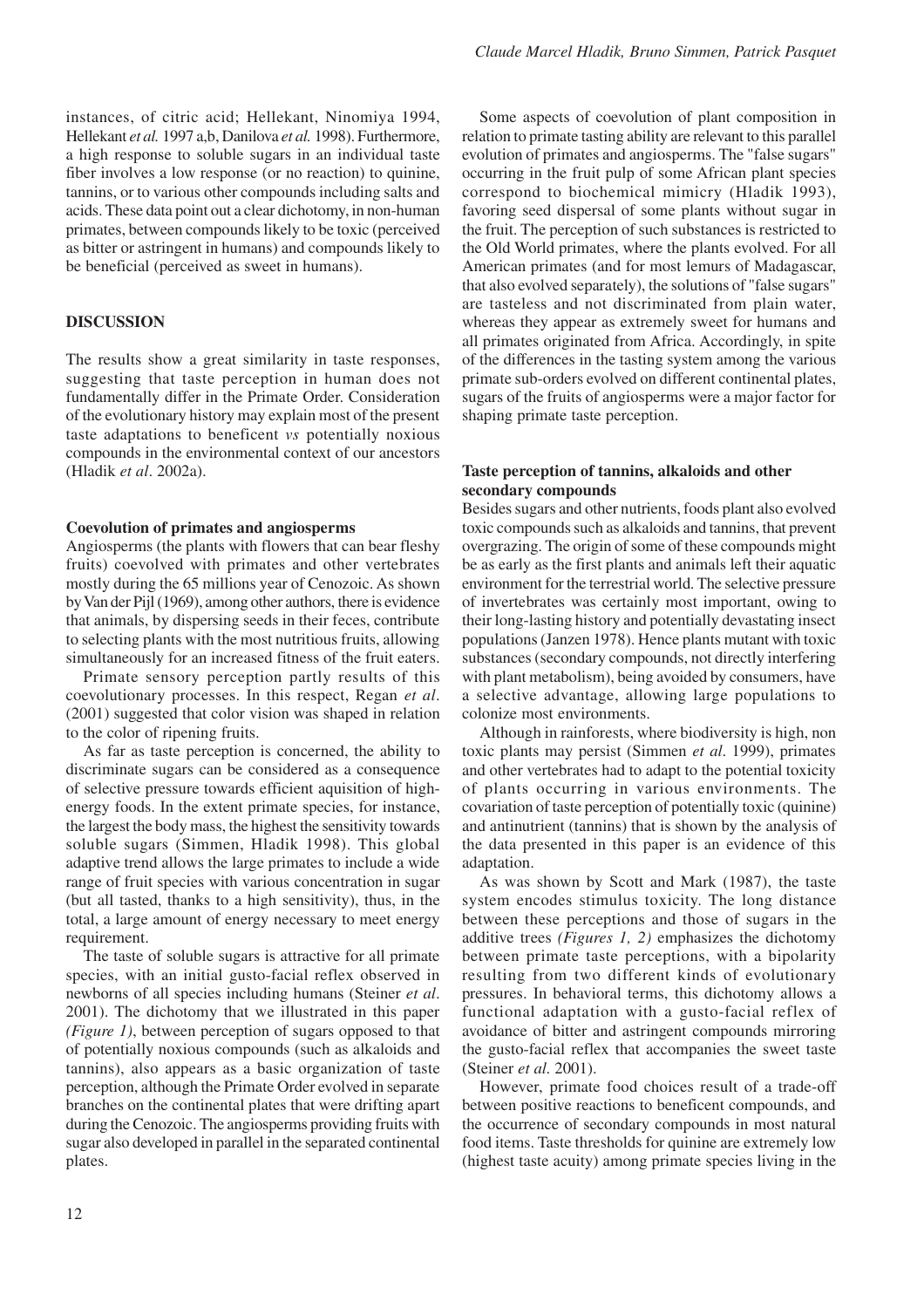instances, of citric acid; Hellekant, Ninomiya 1994, Hellekant *et al.* 1997 a,b, Danilova *et al.* 1998). Furthermore, a high response to soluble sugars in an individual taste fiber involves a low response (or no reaction) to quinine, tannins, or to various other compounds including salts and acids. These data point out a clear dichotomy, in non-human primates, between compounds likely to be toxic (perceived as bitter or astringent in humans) and compounds likely to be beneficial (perceived as sweet in humans).

## DISCUSSION

The results show a great similarity in taste responses, suggesting that taste perception in human does not fundamentally differ in the Primate Order. Consideration of the evolutionary history may explain most of the present taste adaptations to beneficent *vs* potentially noxious compounds in the environmental context of our ancestors (Hladik *et al*. 2002a).

### Coevolution of primates and angiosperms

Angiosperms (the plants with flowers that can bear fleshy fruits) coevolved with primates and other vertebrates mostly during the 65 millions year of Cenozoic. As shown by Van der Pijl (1969), among other authors, there is evidence that animals, by dispersing seeds in their feces, contribute to selecting plants with the most nutritious fruits, allowing simultaneously for an increased fitness of the fruit eaters.

Primate sensory perception partly results of this coevolutionary processes. In this respect, Regan *et al*. (2001) suggested that color vision was shaped in relation to the color of ripening fruits.

As far as taste perception is concerned, the ability to discriminate sugars can be considered as a consequence of selective pressure towards efficient aquisition of high-energy foods. In the extent primate species, for instance, the largest the body mass, the highest the sensitivity towards soluble sugars (Simmen, Hladik 1998). This global adaptive trend allows the large primates to include a wide range of fruit species with various concentration in sugar (but all tasted, thanks to a high sensitivity), thus, in the total, a large amount of energy necessary to meet energy requirement.

The taste of soluble sugars is attractive for all primate species, with an initial gusto-facial reflex observed in newborns of all species including humans (Steiner *et al*. 2001). The dichotomy that we illustrated in this paper *(Figure 1)*, between perception of sugars opposed to that of potentially noxious compounds (such as alkaloids and tannins), also appears as a basic organization of taste perception, although the Primate Order evolved in separate branches on the continental plates that were drifting apart during the Cenozoic. The angiosperms providing fruits with sugar also developed in parallel in the separated continental plates.

Some aspects of coevolution of plant composition in relation to primate tasting ability are relevant to this parallel evolution of primates and angiosperms. The "false sugars" occurring in the fruit pulp of some African plant species correspond to biochemical mimicry (Hladik 1993), favoring seed dispersal of some plants without sugar in the fruit. The perception of such substances is restricted to the Old World primates, where the plants evolved. For all American primates (and for most lemurs of Madagascar, that also evolved separately), the solutions of "false sugars" are tasteless and not discriminated from plain water, whereas they appear as extremely sweet for humans and all primates originated from Africa. Accordingly, in spite of the differences in the tasting system among the various primate sub-orders evolved on different continental plates, sugars of the fruits of angiosperms were a major factor for shaping primate taste perception.

### Taste perception of tannins, alkaloids and other secondary compounds

Besides sugars and other nutrients, foods plant also evolved toxic compounds such as alkaloids and tannins, that prevent overgrazing. The origin of some of these compounds might be as early as the first plants and animals left their aquatic environment for the terrestrial world. The selective pressure of invertebrates was certainly most important, owing to their long-lasting history and potentially devastating insect populations (Janzen 1978). Hence plants mutant with toxic substances (secondary compounds, not directly interfering with plant metabolism), being avoided by consumers, have a selective advantage, allowing large populations to colonize most environments.

Although in rainforests, where biodiversity is high, non toxic plants may persist (Simmen *et al*. 1999), primates and other vertebrates had to adapt to the potential toxicity of plants occurring in various environments. The covariation of taste perception of potentially toxic (quinine) and antinutrient (tannins) that is shown by the analysis of the data presented in this paper is an evidence of this adaptation.

As was shown by Scott and Mark (1987), the taste system encodes stimulus toxicity. The long distance between these perceptions and those of sugars in the additive trees *(Figures 1, 2)* emphasizes the dichotomy between primate taste perceptions, with a bipolarity resulting from two different kinds of evolutionary pressures. In behavioral terms, this dichotomy allows a functional adaptation with a gusto-facial reflex of avoidance of bitter and astringent compounds mirroring the gusto-facial reflex that accompanies the sweet taste (Steiner *et al*. 2001).

However, primate food choices result of a trade-off between positive reactions to beneficent compounds, and the occurrence of secondary compounds in most natural food items. Taste thresholds for quinine are extremely low (highest taste acuity) among primate species living in the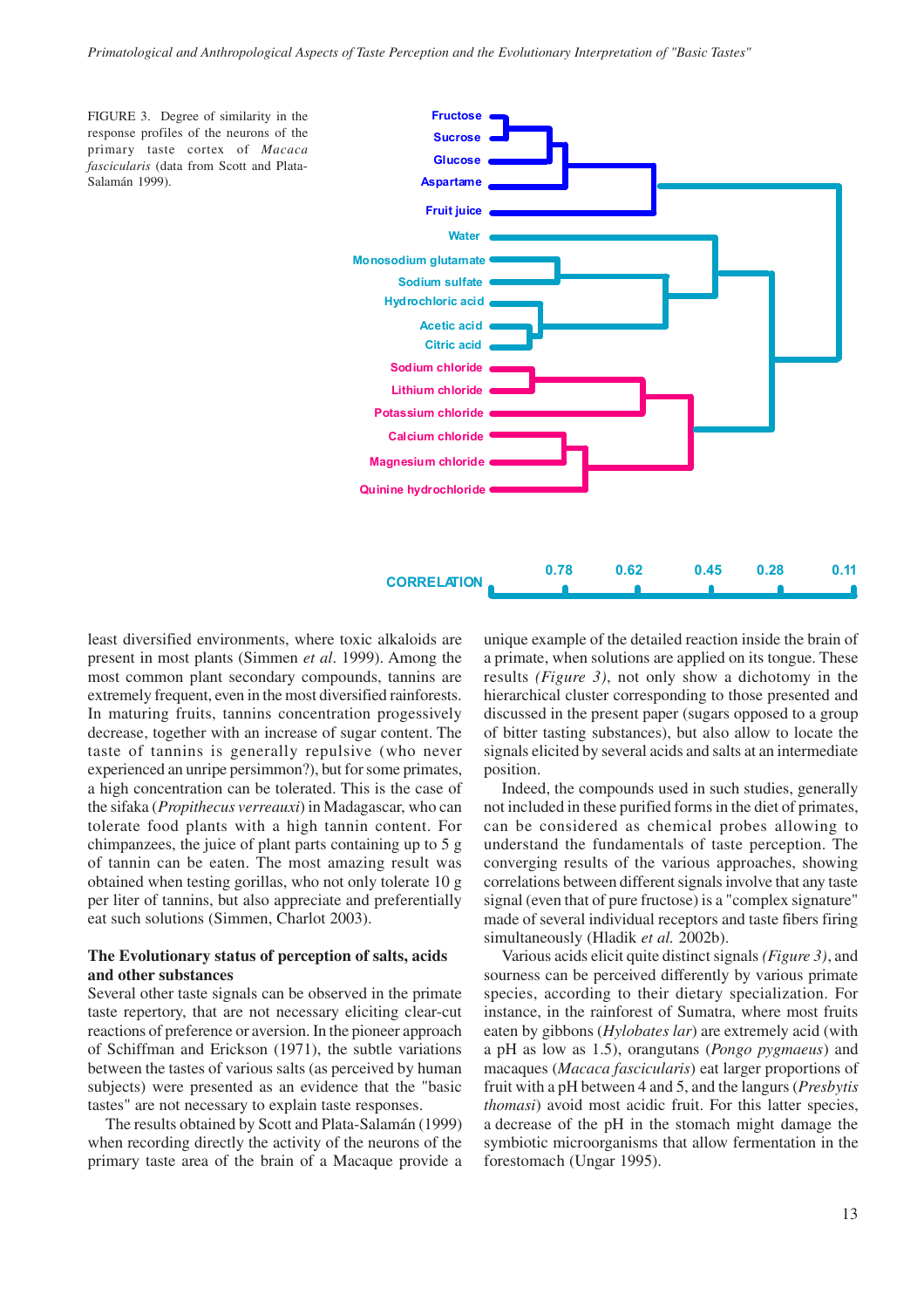FIGURE 3. Degree of similarity in the response profiles of the neurons of the primary taste cortex of *Macaca fascicularis* (data from Scott and Plata-Salamán 1999).

least diversified environments, where toxic alkaloids are present in most plants (Simmen *et al*. 1999). Among the most common plant secondary compounds, tannins are extremely frequent, even in the most diversified rainforests. In maturing fruits, tannins concentration progessively decrease, together with an increase of sugar content. The taste of tannins is generally repulsive (who never experienced an unripe persimmon?), but for some primates, a high concentration can be tolerated. This is the case of the sifaka (*Propithecus verreauxi*) in Madagascar, who can tolerate food plants with a high tannin content. For chimpanzees, the juice of plant parts containing up to 5 g of tannin can be eaten. The most amazing result was obtained when testing gorillas, who not only tolerate 10 g per liter of tannins, but also appreciate and preferentially eat such solutions (Simmen, Charlot 2003).

## The Evolutionary status of perception of salts, acids and other substances

Several other taste signals can be observed in the primate taste repertory, that are not necessary eliciting clear-cut reactions of preference or aversion. In the pioneer approach of Schiffman and Erickson (1971), the subtle variations between the tastes of various salts (as perceived by human subjects) were presented as an evidence that the "basic tastes" are not necessary to explain taste responses.

The results obtained by Scott and Plata-Salamán (1999) when recording directly the activity of the neurons of the primary taste area of the brain of a Macaque provide a unique example of the detailed reaction inside the brain of a primate, when solutions are applied on its tongue. These results *(Figure 3)*, not only show a dichotomy in the hierarchical cluster corresponding to those presented and discussed in the present paper (sugars opposed to a group of bitter tasting substances), but also allow to locate the signals elicited by several acids and salts at an intermediate position.

Indeed, the compounds used in such studies, generally not included in these purified forms in the diet of primates, can be considered as chemical probes allowing to understand the fundamentals of taste perception. The converging results of the various approaches, showing correlations between different signals involve that any taste signal (even that of pure fructose) is a "complex signature" made of several individual receptors and taste fibers firing simultaneously (Hladik *et al.* 2002b).

Various acids elicit quite distinct signals *(Figure 3)*, and sourness can be perceived differently by various primate species, according to their dietary specialization. For instance, in the rainforest of Sumatra, where most fruits eaten by gibbons (*Hylobates lar*) are extremely acid (with a pH as low as 1.5), orangutans (*Pongo pygmaeus*) and macaques (*Macaca fascicularis*) eat larger proportions of fruit with a pH between 4 and 5, and the langurs (*Presbytis thomasi*) avoid most acidic fruit. For this latter species, a decrease of the pH in the stomach might damage the symbiotic microorganisms that allow fermentation in the forestomach (Ungar 1995).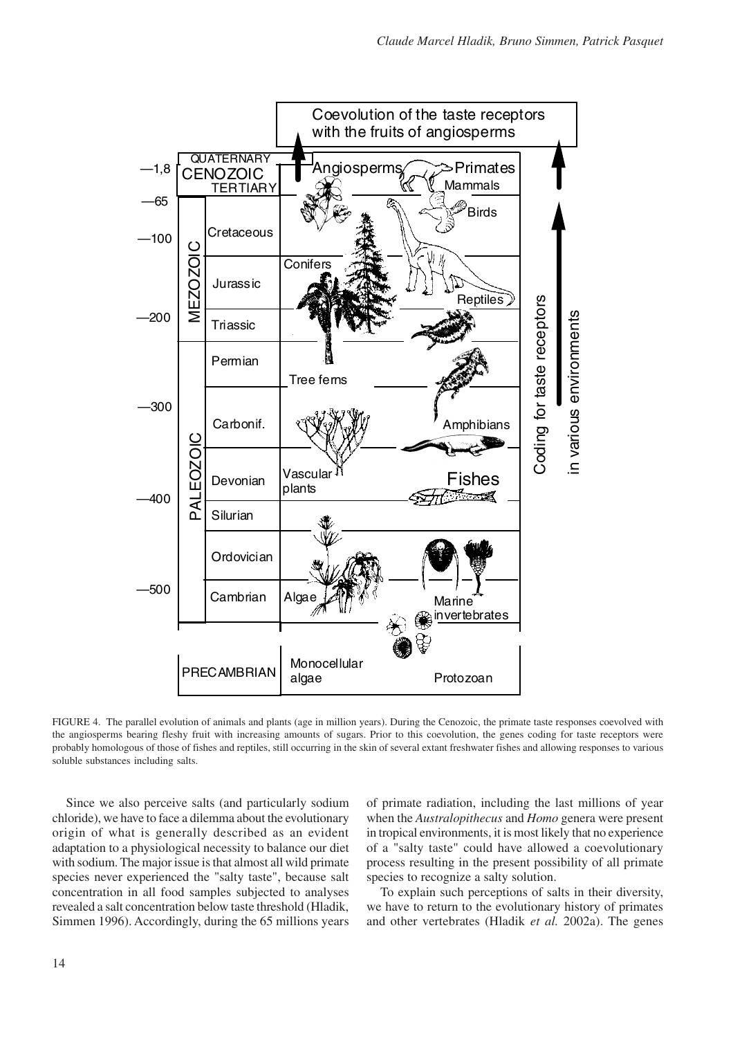FIGURE 4. The parallel evolution of animals and plants (age in million years). During the Cenozoic, the primate taste responses coevolved with the angiosperms bearing fleshy fruit with increasing amounts of sugars. Prior to this coevolution, the genes coding for taste receptors were probably homologous of those of fishes and reptiles, still occurring in the skin of several extant freshwater fishes and allowing responses to various soluble substances including salts.

Since we also perceive salts (and particularly sodium chloride), we have to face a dilemma about the evolutionary origin of what is generally described as an evident adaptation to a physiological necessity to balance our diet with sodium. The major issue is that almost all wild primate species never experienced the "salty taste", because salt concentration in all food samples subjected to analyses revealed a salt concentration below taste threshold (Hladik, Simmen 1996). Accordingly, during the 65 millions years of primate radiation, including the last millions of year when the *Australopithecus* and *Homo* genera were present in tropical environments, it is most likely that no experience of a "salty taste" could have allowed a coevolutionary process resulting in the present possibility of all primate species to recognize a salty solution.

To explain such perceptions of salts in their diversity, we have to return to the evolutionary history of primates and other vertebrates (Hladik *et al.* 2002a). The genes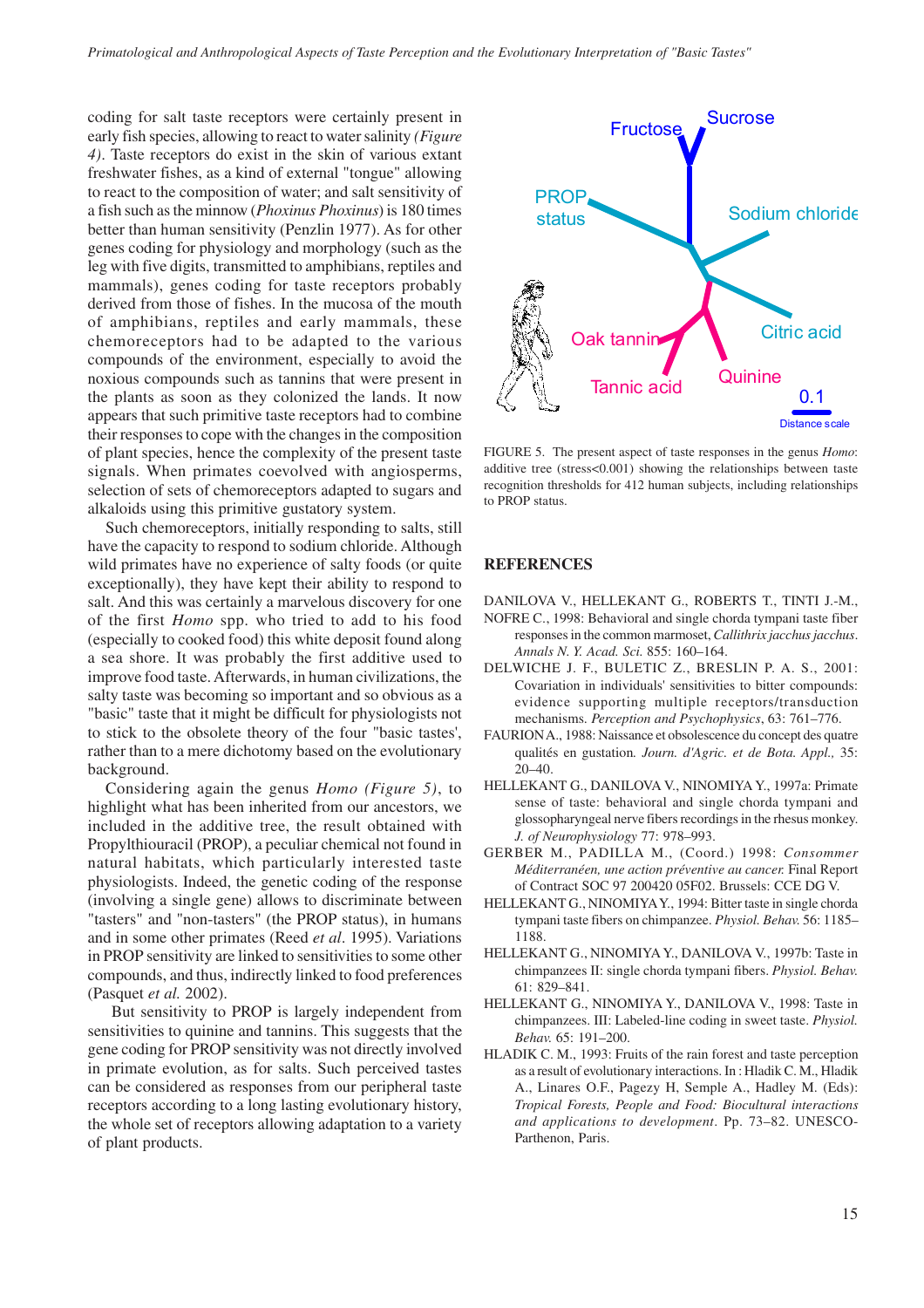coding for salt taste receptors were certainly present in early fish species, allowing to react to water salinity *(Figure 4)*. Taste receptors do exist in the skin of various extant freshwater fishes, as a kind of external "tongue" allowing to react to the composition of water; and salt sensitivity of a fish such as the minnow (*Phoxinus Phoxinus*) is 180 times better than human sensitivity (Penzlin 1977). As for other genes coding for physiology and morphology (such as the leg with five digits, transmitted to amphibians, reptiles and mammals), genes coding for taste receptors probably derived from those of fishes. In the mucosa of the mouth of amphibians, reptiles and early mammals, these chemoreceptors had to be adapted to the various compounds of the environment, especially to avoid the noxious compounds such as tannins that were present in the plants as soon as they colonized the lands. It now appears that such primitive taste receptors had to combine their responses to cope with the changes in the composition of plant species, hence the complexity of the present taste signals. When primates coevolved with angiosperms, selection of sets of chemoreceptors adapted to sugars and alkaloids using this primitive gustatory system.

Such chemoreceptors, initially responding to salts, still have the capacity to respond to sodium chloride. Although wild primates have no experience of salty foods (or quite exceptionally), they have kept their ability to respond to salt. And this was certainly a marvelous discovery for one of the first *Homo* spp. who tried to add to his food (especially to cooked food) this white deposit found along a sea shore. It was probably the first additive used to improve food taste. Afterwards, in human civilizations, the salty taste was becoming so important and so obvious as a "basic" taste that it might be difficult for physiologists not to stick to the obsolete theory of the four "basic tastes', rather than to a mere dichotomy based on the evolutionary background.

Considering again the genus *Homo (Figure 5)*, to highlight what has been inherited from our ancestors, we included in the additive tree, the result obtained with Propylthiouracil (PROP), a peculiar chemical not found in natural habitats, which particularly interested taste physiologists. Indeed, the genetic coding of the response (involving a single gene) allows to discriminate between "tasters" and "non-tasters" (the PROP status), in humans and in some other primates (Reed *et al*. 1995). Variations in PROP sensitivity are linked to sensitivities to some other compounds, and thus, indirectly linked to food preferences (Pasquet *et al.* 2002).

But sensitivity to PROP is largely independent from sensitivities to quinine and tannins. This suggests that the gene coding for PROP sensitivity was not directly involved in primate evolution, as for salts. Such perceived tastes can be considered as responses from our peripheral taste receptors according to a long lasting evolutionary history, the whole set of receptors allowing adaptation to a variety of plant products.

FIGURE 5. The present aspect of taste responses in the genus *Homo*: additive tree (stress<0.001) showing the relationships between taste recognition thresholds for 412 human subjects, including relationships to PROP status.

## REFERENCES

DANILOVA V., HELLEKANT G., ROBERTS T., TINTI J.-M., NOFRE C., 1998: Behavioral and single chorda tympani taste fiber responses in the common marmoset, *Callithrix jacchus jacchus*. *Annals N. Y. Acad. Sci.* 855: 160–164.

DELWICHE J. F., BULETIC Z., BRESLIN P. A. S., 2001: Covariation in individuals' sensitivities to bitter compounds: evidence supporting multiple receptors/transduction mechanisms. *Perception and Psychophysics*, 63: 761–776.

FAURION A., 1988: Naissance et obsolescence du concept des quatre qualités en gustation. *Journ. d'Agric. et de Bota. Appl.,* 35: 20–40.

HELLEKANT G., DANILOVA V., NINOMIYA Y., 1997a: Primate sense of taste: behavioral and single chorda tympani and glossopharyngeal nerve fibers recordings in the rhesus monkey. *J. of Neurophysiology* 77: 978–993.

GERBER M., PADILLA M., (Coord.) 1998: *Consommer Méditerranéen, une action préventive au cancer.* Final Report of Contract SOC 97 200420 05F02. Brussels: CCE DG V.

HELLEKANT G., NINOMIYA Y., 1994: Bitter taste in single chorda tympani taste fibers on chimpanzee. *Physiol. Behav.* 56: 1185–1188.

HELLEKANT G., NINOMIYA Y., DANILOVA V., 1997b: Taste in chimpanzees II: single chorda tympani fibers. *Physiol. Behav.* 61: 829–841.

HELLEKANT G., NINOMIYA Y., DANILOVA V., 1998: Taste in chimpanzees. III: Labeled-line coding in sweet taste. *Physiol. Behav.* 65: 191–200.

HLADIK C. M., 1993: Fruits of the rain forest and taste perception as a result of evolutionary interactions. In : Hladik C. M., Hladik A., Linares O.F., Pagezy H, Semple A., Hadley M. (Eds): *Tropical Forests, People and Food: Biocultural interactions and applications to development*. Pp. 73–82. UNESCO-Parthenon, Paris.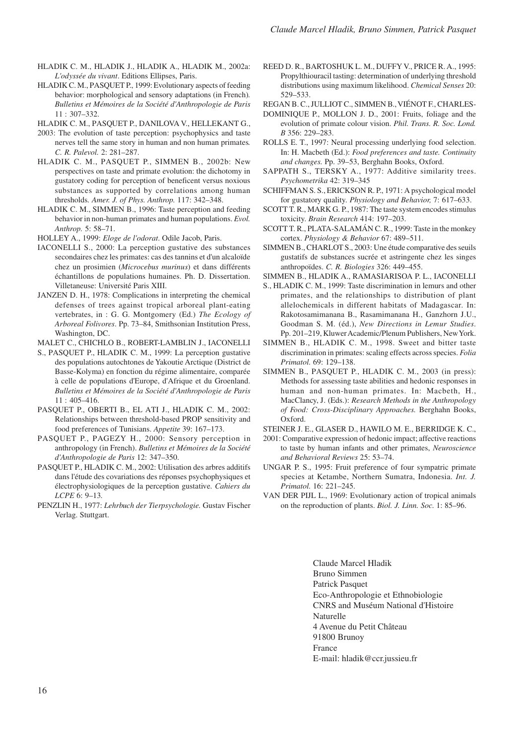HLADIK C. M., HLADIK J., HLADIK A., HLADIK M., 2002a: *L'odyssée du vivant*. Editions Ellipses, Paris.

HLADIK C. M., PASQUET P., 1999: Evolutionary aspects of feeding behavior: morphological and sensory adaptations (in French). *Bulletins et Mémoires de la Société d'Anthropologie de Paris* 11 : 307–332.

HLADIK C. M., PASQUET P., DANILOVA V., HELLEKANT G., 2003: The evolution of taste perception: psychophysics and taste nerves tell the same story in human and non human primates. *C. R. Palevol.* 2: 281–287.

HLADIK C. M., PASQUET P., SIMMEN B., 2002b: New perspectives on taste and primate evolution: the dichotomy in gustatory coding for perception of beneficent versus noxious substances as supported by correlations among human thresholds. *Amer. J. of Phys. Anthrop.* 117: 342–348.

HLADIK C. M., SIMMEN B., 1996: Taste perception and feeding behavior in non-human primates and human populations. *Evol. Anthrop.* 5: 58–71.

HOLLEY A., 1999: *Eloge de l'odorat*. Odile Jacob, Paris.

IACONELLI S., 2000: La perception gustative des substances secondaires chez les primates: cas des tannins et d'un alcaloïde chez un prosimien (*Microcebus murinus*) et dans différents échantillons de populations humaines. Ph. D. Dissertation. Villetaneuse: Université Paris XIII.

JANZEN D. H., 1978: Complications in interpreting the chemical defenses of trees against tropical arboreal plant-eating vertebrates, in : G. G. Montgomery (Ed.) *The Ecology of Arboreal Folivores*. Pp. 73–84, Smithsonian Institution Press, Washington, DC.

MALET C., CHICHLO B., ROBERT-LAMBLIN J., IACONELLI S., PASQUET P., HLADIK C. M., 1999: La perception gustative des populations autochtones de Yakoutie Arctique (District de Basse-Kolyma) en fonction du régime alimentaire, comparée à celle de populations d'Europe, d'Afrique et du Groenland. *Bulletins et Mémoires de la Société d'Anthropologie de Paris* 11 : 405–416.

PASQUET P., OBERTI B., EL ATI J., HLADIK C. M., 2002: Relationships between threshold-based PROP sensitivity and food preferences of Tunisians. *Appetite* 39: 167–173.

PASQUET P., PAGEZY H., 2000: Sensory perception in anthropology (in French). *Bulletins et Mémoires de la Société d'Anthropologie de Paris* 12: 347–350.

PASQUET P., HLADIK C. M., 2002: Utilisation des arbres additifs dans l'étude des covariations des réponses psychophysiques et électrophysiologiques de la perception gustative. *Cahiers du LCPE* 6: 9–13.

PENZLIN H., 1977: *Lehrbuch der Tierpsychologie.* Gustav Fischer Verlag. Stuttgart.

REED D. R., BARTOSHUK L. M., DUFFY V., PRICE R. A., 1995: Propylthiouracil tasting: determination of underlying threshold distributions using maximum likelihood. *Chemical Senses* 20: 529–533.

REGAN B. C., JULLIOT C., SIMMEN B., VIÉNOT F., CHARLES-DOMINIQUE P., MOLLON J. D., 2001: Fruits, foliage and the evolution of primate colour vision. *Phil. Trans. R. Soc. Lond. B* 356: 229–283.

ROLLS E. T., 1997: Neural processing underlying food selection. In: H. Macbeth (Ed.): *Food preferences and taste. Continuity and changes.* Pp. 39–53, Berghahn Books, Oxford.

SAPPATH S., TERSKY A., 1977: Additive similarity trees. *Psychometrika* 42: 319–345

SCHIFFMAN S. S., ERICKSON R. P., 1971: A psychological model for gustatory quality. *Physiology and Behavior,* 7: 617–633.

SCOTT T. R., MARK G. P., 1987: The taste system encodes stimulus toxicity. *Brain Research* 414: 197–203.

SCOTT T. R., PLATA-SALAMÁN C. R., 1999: Taste in the monkey cortex. *Physiology & Behavior* 67: 489–511.

SIMMEN B., CHARLOT S., 2003: Une étude comparative des seuils gustatifs de substances sucrée et astringente chez les singes anthropoïdes. *C. R. Biologies* 326: 449–455.

SIMMEN B., HLADIK A., RAMASIARISOA P. L., IACONELLI S., HLADIK C. M., 1999: Taste discrimination in lemurs and other primates, and the relationships to distribution of plant allelochemicals in different habitats of Madagascar. In: Rakotosamimanana B., Rasamimanana H., Ganzhorn J.U., Goodman S. M. (éd.), *New Directions in Lemur Studies*. Pp. 201–219, Kluwer Academic/Plenum Publishers, New York.

SIMMEN B., HLADIK C. M., 1998. Sweet and bitter taste discrimination in primates: scaling effects across species. *Folia Primatol.* 69: 129–138.

SIMMEN B., PASQUET P., HLADIK C. M., 2003 (in press): Methods for assessing taste abilities and hedonic responses in human and non-human primates. In: Macbeth, H., MacClancy, J. (Eds.): *Research Methods in the Anthropology of Food: Cross-Disciplinary Approaches.* Berghahn Books, Oxford.

STEINER J. E., GLASER D., HAWILO M. E., BERRIDGE K. C., 2001: Comparative expression of hedonic impact; affective reactions to taste by human infants and other primates, *Neuroscience and Behavioral Reviews* 25: 53–74.

UNGAR P. S., 1995: Fruit preference of four sympatric primate species at Ketambe, Northern Sumatra, Indonesia. *Int. J. Primatol.* 16: 221–245.

VAN DER PIJL L., 1969: Evolutionary action of tropical animals on the reproduction of plants. *Biol. J. Linn. Soc.* 1: 85–96.

Claude Marcel Hladik
Bruno Simmen
Patrick Pasquet
Eco-Anthropologie et Ethnobiologie
CNRS and Muséum National d'Histoire Naturelle
4 Avenue du Petit Château
91800 Brunoy
France
E-mail: hladik@ccr.jussieu.fr